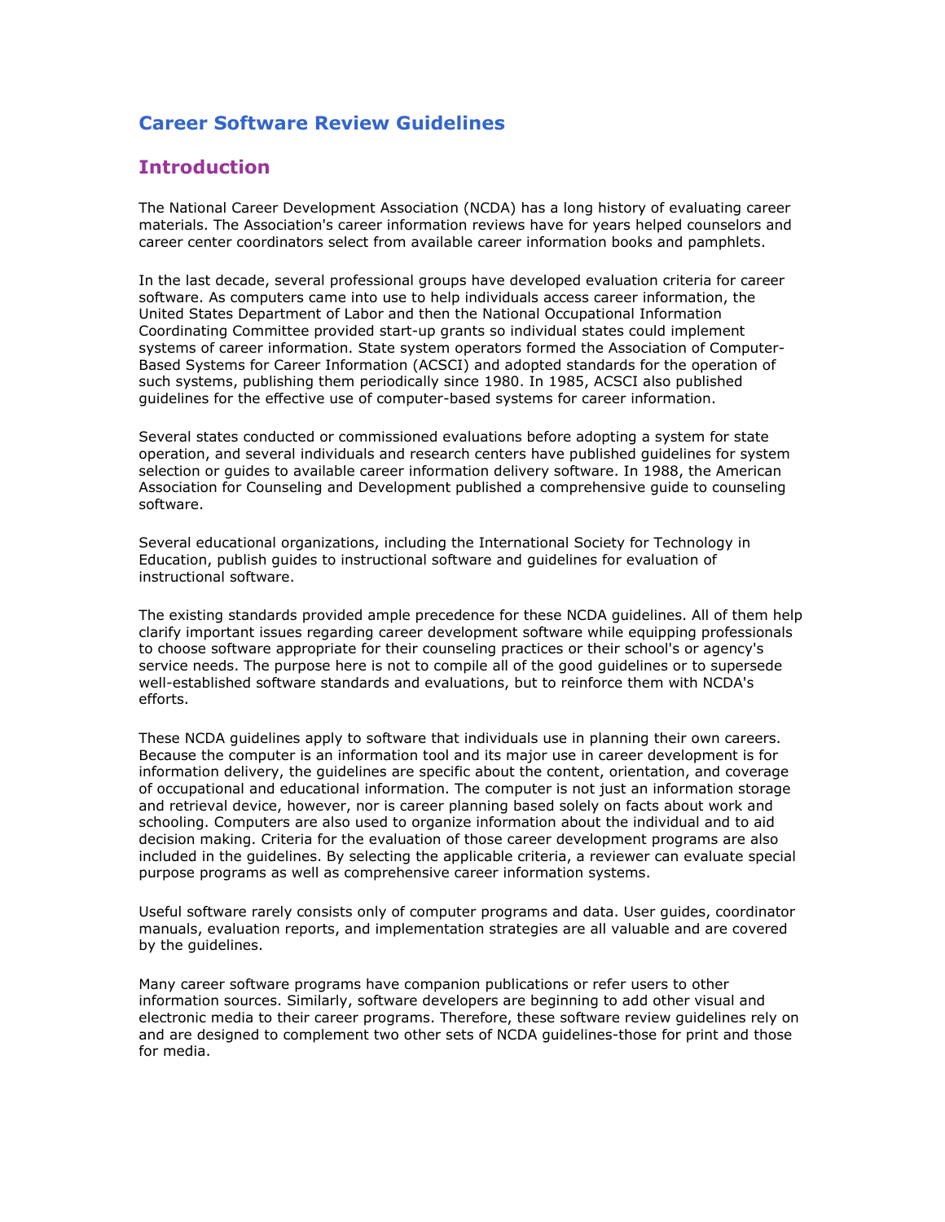# Career Software Review Guidelines

## Introduction

The National Career Development Association (NCDA) has a long history of evaluating career materials. The Association's career information reviews have for years helped counselors and career center coordinators select from available career information books and pamphlets.

In the last decade, several professional groups have developed evaluation criteria for career software. As computers came into use to help individuals access career information, the United States Department of Labor and then the National Occupational Information Coordinating Committee provided start-up grants so individual states could implement systems of career information. State system operators formed the Association of Computer-Based Systems for Career Information (ACSCI) and adopted standards for the operation of such systems, publishing them periodically since 1980. In 1985, ACSCI also published guidelines for the effective use of computer-based systems for career information.

Several states conducted or commissioned evaluations before adopting a system for state operation, and several individuals and research centers have published guidelines for system selection or guides to available career information delivery software. In 1988, the American Association for Counseling and Development published a comprehensive guide to counseling software.

Several educational organizations, including the International Society for Technology in Education, publish guides to instructional software and guidelines for evaluation of instructional software.

The existing standards provided ample precedence for these NCDA guidelines. All of them help clarify important issues regarding career development software while equipping professionals to choose software appropriate for their counseling practices or their school's or agency's service needs. The purpose here is not to compile all of the good guidelines or to supersede well-established software standards and evaluations, but to reinforce them with NCDA's efforts.

These NCDA guidelines apply to software that individuals use in planning their own careers. Because the computer is an information tool and its major use in career development is for information delivery, the guidelines are specific about the content, orientation, and coverage of occupational and educational information. The computer is not just an information storage and retrieval device, however, nor is career planning based solely on facts about work and schooling. Computers are also used to organize information about the individual and to aid decision making. Criteria for the evaluation of those career development programs are also included in the guidelines. By selecting the applicable criteria, a reviewer can evaluate special purpose programs as well as comprehensive career information systems.

Useful software rarely consists only of computer programs and data. User guides, coordinator manuals, evaluation reports, and implementation strategies are all valuable and are covered by the guidelines.

Many career software programs have companion publications or refer users to other information sources. Similarly, software developers are beginning to add other visual and electronic media to their career programs. Therefore, these software review guidelines rely on and are designed to complement two other sets of NCDA guidelines-those for print and those for media.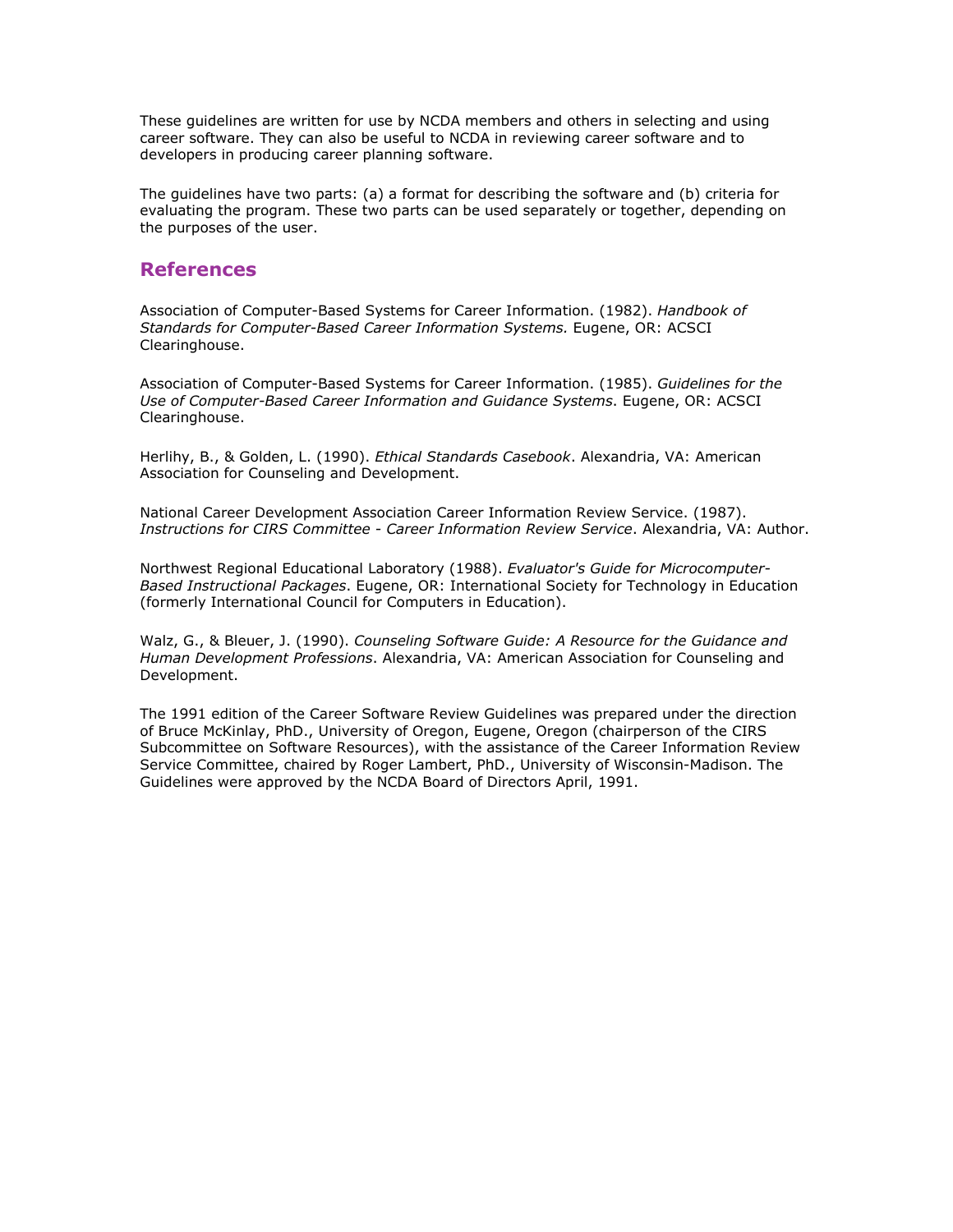These guidelines are written for use by NCDA members and others in selecting and using career software. They can also be useful to NCDA in reviewing career software and to developers in producing career planning software.

The guidelines have two parts: (a) a format for describing the software and (b) criteria for evaluating the program. These two parts can be used separately or together, depending on the purposes of the user.

## References

Association of Computer-Based Systems for Career Information. (1982). *Handbook of Standards for Computer-Based Career Information Systems.* Eugene, OR: ACSCI Clearinghouse.

Association of Computer-Based Systems for Career Information. (1985). *Guidelines for the Use of Computer-Based Career Information and Guidance Systems*. Eugene, OR: ACSCI Clearinghouse.

Herlihy, B., & Golden, L. (1990). *Ethical Standards Casebook*. Alexandria, VA: American Association for Counseling and Development.

National Career Development Association Career Information Review Service. (1987). *Instructions for CIRS Committee - Career Information Review Service*. Alexandria, VA: Author.

Northwest Regional Educational Laboratory (1988). *Evaluator's Guide for Microcomputer-Based Instructional Packages*. Eugene, OR: International Society for Technology in Education (formerly International Council for Computers in Education).

Walz, G., & Bleuer, J. (1990). *Counseling Software Guide: A Resource for the Guidance and Human Development Professions*. Alexandria, VA: American Association for Counseling and Development.

The 1991 edition of the Career Software Review Guidelines was prepared under the direction of Bruce McKinlay, PhD., University of Oregon, Eugene, Oregon (chairperson of the CIRS Subcommittee on Software Resources), with the assistance of the Career Information Review Service Committee, chaired by Roger Lambert, PhD., University of Wisconsin-Madison. The Guidelines were approved by the NCDA Board of Directors April, 1991.